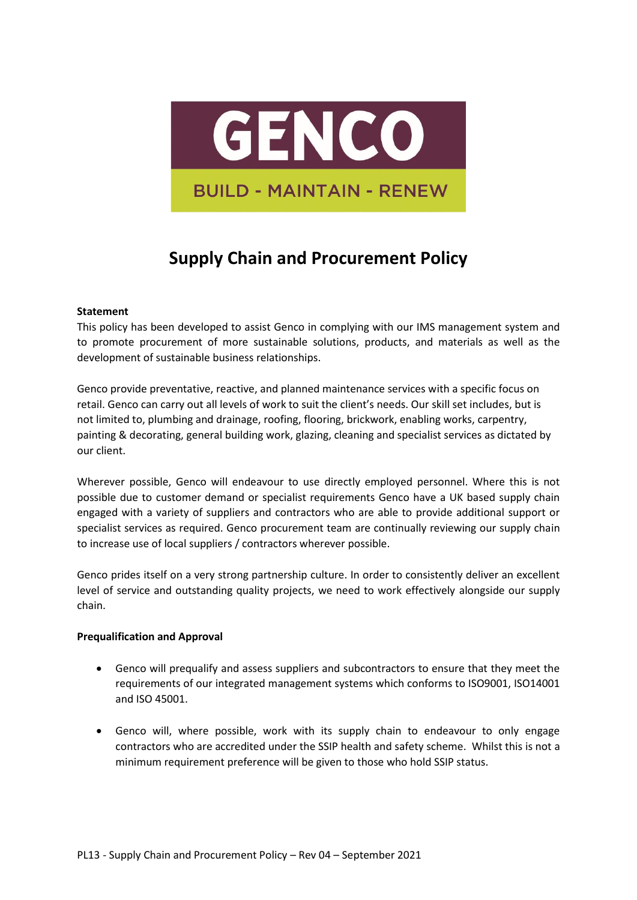GENCO

BUILD - MAINTAIN - RENEW

# Supply Chain and Procurement Policy

**Statement**

This policy has been developed to assist Genco in complying with our IMS management system and to promote procurement of more sustainable solutions, products, and materials as well as the development of sustainable business relationships.

Genco provide preventative, reactive, and planned maintenance services with a specific focus on retail. Genco can carry out all levels of work to suit the client's needs. Our skill set includes, but is not limited to, plumbing and drainage, roofing, flooring, brickwork, enabling works, carpentry, painting & decorating, general building work, glazing, cleaning and specialist services as dictated by our client.

Wherever possible, Genco will endeavour to use directly employed personnel. Where this is not possible due to customer demand or specialist requirements Genco have a UK based supply chain engaged with a variety of suppliers and contractors who are able to provide additional support or specialist services as required. Genco procurement team are continually reviewing our supply chain to increase use of local suppliers / contractors wherever possible.

Genco prides itself on a very strong partnership culture. In order to consistently deliver an excellent level of service and outstanding quality projects, we need to work effectively alongside our supply chain.

**Prequalification and Approval**

- Genco will prequalify and assess suppliers and subcontractors to ensure that they meet the requirements of our integrated management systems which conforms to ISO9001, ISO14001 and ISO 45001.

- Genco will, where possible, work with its supply chain to endeavour to only engage contractors who are accredited under the SSIP health and safety scheme. Whilst this is not a minimum requirement preference will be given to those who hold SSIP status.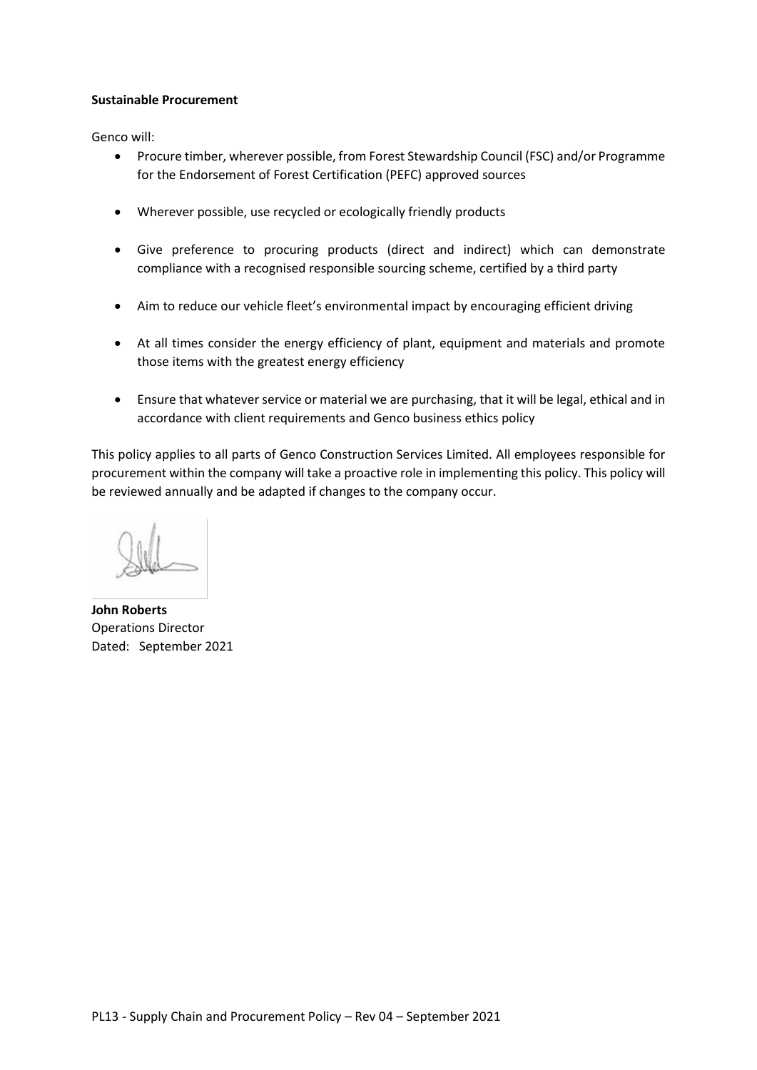**Sustainable Procurement**

Genco will:

- Procure timber, wherever possible, from Forest Stewardship Council (FSC) and/or Programme for the Endorsement of Forest Certification (PEFC) approved sources
- Wherever possible, use recycled or ecologically friendly products
- Give preference to procuring products (direct and indirect) which can demonstrate compliance with a recognised responsible sourcing scheme, certified by a third party
- Aim to reduce our vehicle fleet's environmental impact by encouraging efficient driving
- At all times consider the energy efficiency of plant, equipment and materials and promote those items with the greatest energy efficiency
- Ensure that whatever service or material we are purchasing, that it will be legal, ethical and in accordance with client requirements and Genco business ethics policy

This policy applies to all parts of Genco Construction Services Limited. All employees responsible for procurement within the company will take a proactive role in implementing this policy. This policy will be reviewed annually and be adapted if changes to the company occur.

**John Roberts**
Operations Director
Dated: September 2021

PL13 - Supply Chain and Procurement Policy – Rev 04 – September 2021